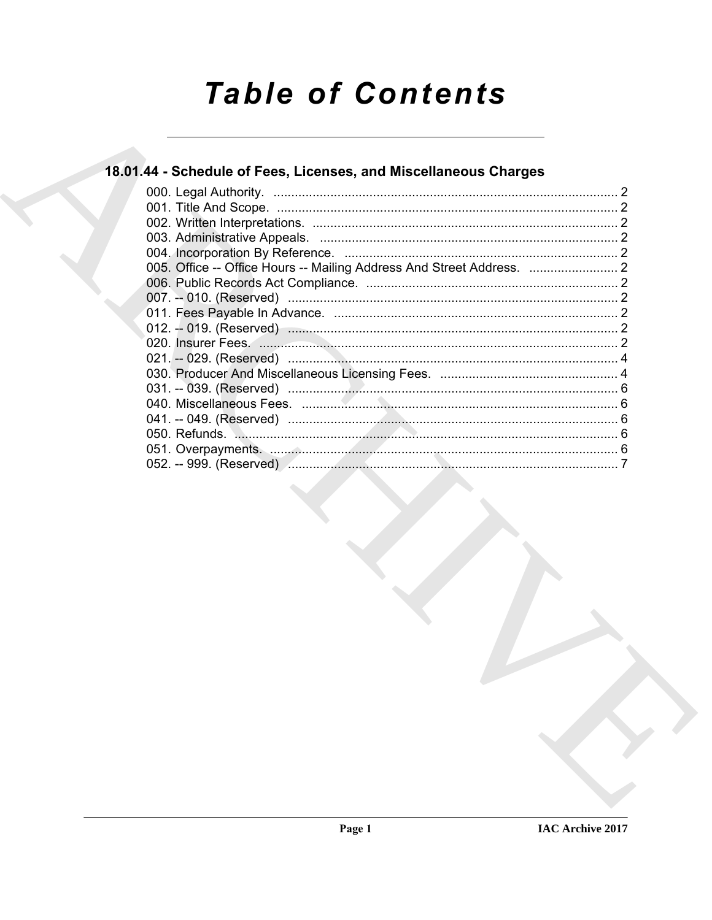# Table of Contents

## 18.01.44 - Schedule of Fees, Licenses, and Miscellaneous Charges

000. Legal Authority. ..... 2
001. Title And Scope. ..... 2
002. Written Interpretations. ..... 2
003. Administrative Appeals. ..... 2
004. Incorporation By Reference. ..... 2
005. Office -- Office Hours -- Mailing Address And Street Address. ..... 2
006. Public Records Act Compliance. ..... 2
007. -- 010. (Reserved) ..... 2
011. Fees Payable In Advance. ..... 2
012. -- 019. (Reserved) ..... 2
020. Insurer Fees. ..... 2
021. -- 029. (Reserved) ..... 4
030. Producer And Miscellaneous Licensing Fees. ..... 4
031. -- 039. (Reserved) ..... 6
040. Miscellaneous Fees. ..... 6
041. -- 049. (Reserved) ..... 6
050. Refunds. ..... 6
051. Overpayments. ..... 6
052. -- 999. (Reserved) ..... 7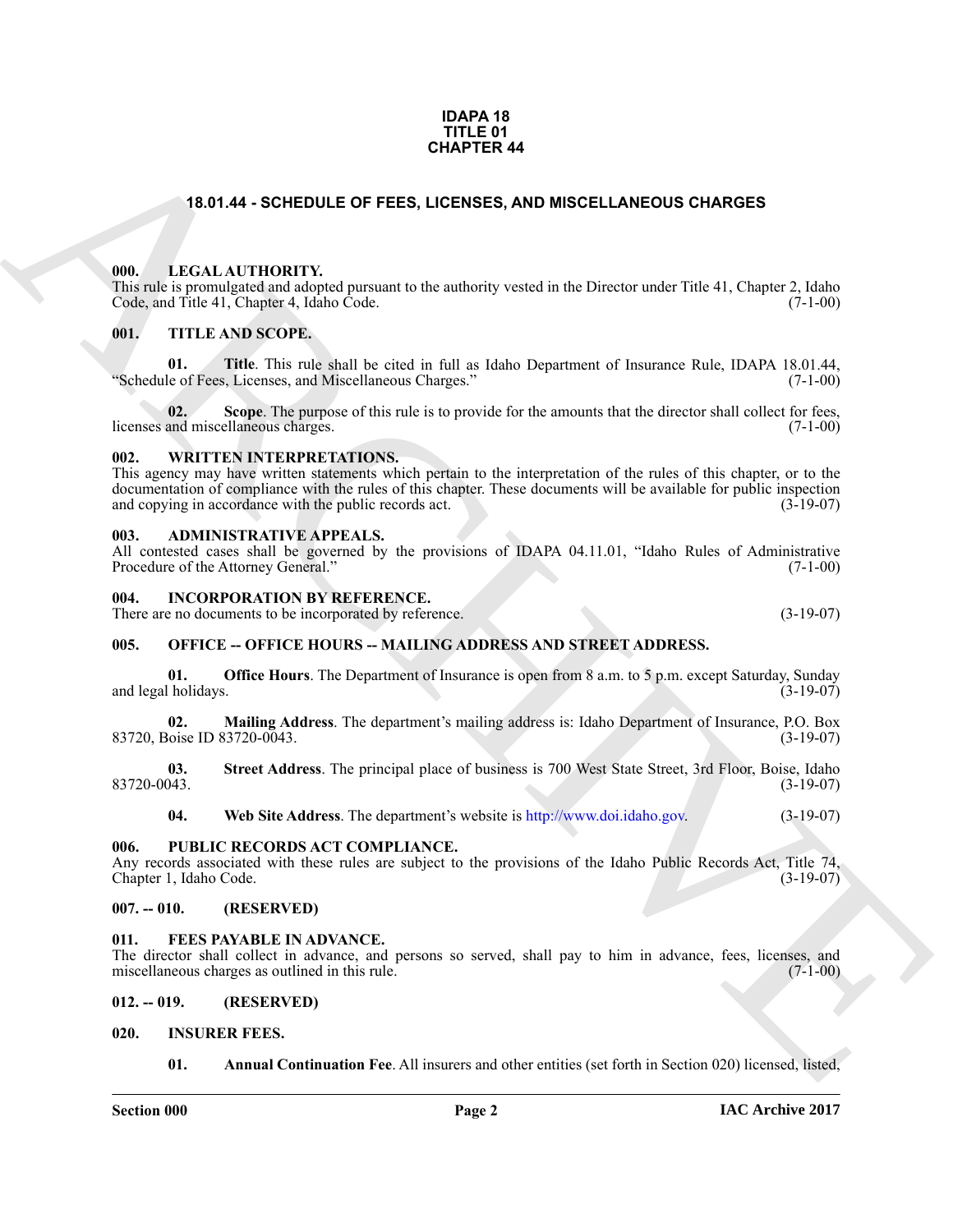# IDAPA 18
# TITLE 01
# CHAPTER 44

## 18.01.44 - SCHEDULE OF FEES, LICENSES, AND MISCELLANEOUS CHARGES

### 000. LEGAL AUTHORITY.

This rule is promulgated and adopted pursuant to the authority vested in the Director under Title 41, Chapter 2, Idaho Code, and Title 41, Chapter 4, Idaho Code. (7-1-00)

### 001. TITLE AND SCOPE.

**01. Title**. This rule shall be cited in full as Idaho Department of Insurance Rule, IDAPA 18.01.44, "Schedule of Fees, Licenses, and Miscellaneous Charges." (7-1-00)

**02. Scope**. The purpose of this rule is to provide for the amounts that the director shall collect for fees, licenses and miscellaneous charges. (7-1-00)

### 002. WRITTEN INTERPRETATIONS.

This agency may have written statements which pertain to the interpretation of the rules of this chapter, or to the documentation of compliance with the rules of this chapter. These documents will be available for public inspection and copying in accordance with the public records act. (3-19-07)

### 003. ADMINISTRATIVE APPEALS.

All contested cases shall be governed by the provisions of IDAPA 04.11.01, "Idaho Rules of Administrative Procedure of the Attorney General." (7-1-00)

### 004. INCORPORATION BY REFERENCE.

There are no documents to be incorporated by reference. (3-19-07)

### 005. OFFICE -- OFFICE HOURS -- MAILING ADDRESS AND STREET ADDRESS.

**01. Office Hours**. The Department of Insurance is open from 8 a.m. to 5 p.m. except Saturday, Sunday and legal holidays. (3-19-07)

**02. Mailing Address**. The department's mailing address is: Idaho Department of Insurance, P.O. Box 83720, Boise ID 83720-0043. (3-19-07)

**03. Street Address**. The principal place of business is 700 West State Street, 3rd Floor, Boise, Idaho 83720-0043. (3-19-07)

**04. Web Site Address**. The department's website is http://www.doi.idaho.gov. (3-19-07)

### 006. PUBLIC RECORDS ACT COMPLIANCE.

Any records associated with these rules are subject to the provisions of the Idaho Public Records Act, Title 74, Chapter 1, Idaho Code. (3-19-07)

### 007. -- 010. (RESERVED)

### 011. FEES PAYABLE IN ADVANCE.

The director shall collect in advance, and persons so served, shall pay to him in advance, fees, licenses, and miscellaneous charges as outlined in this rule. (7-1-00)

### 012. -- 019. (RESERVED)

### 020. INSURER FEES.

**01. Annual Continuation Fee**. All insurers and other entities (set forth in Section 020) licensed, listed,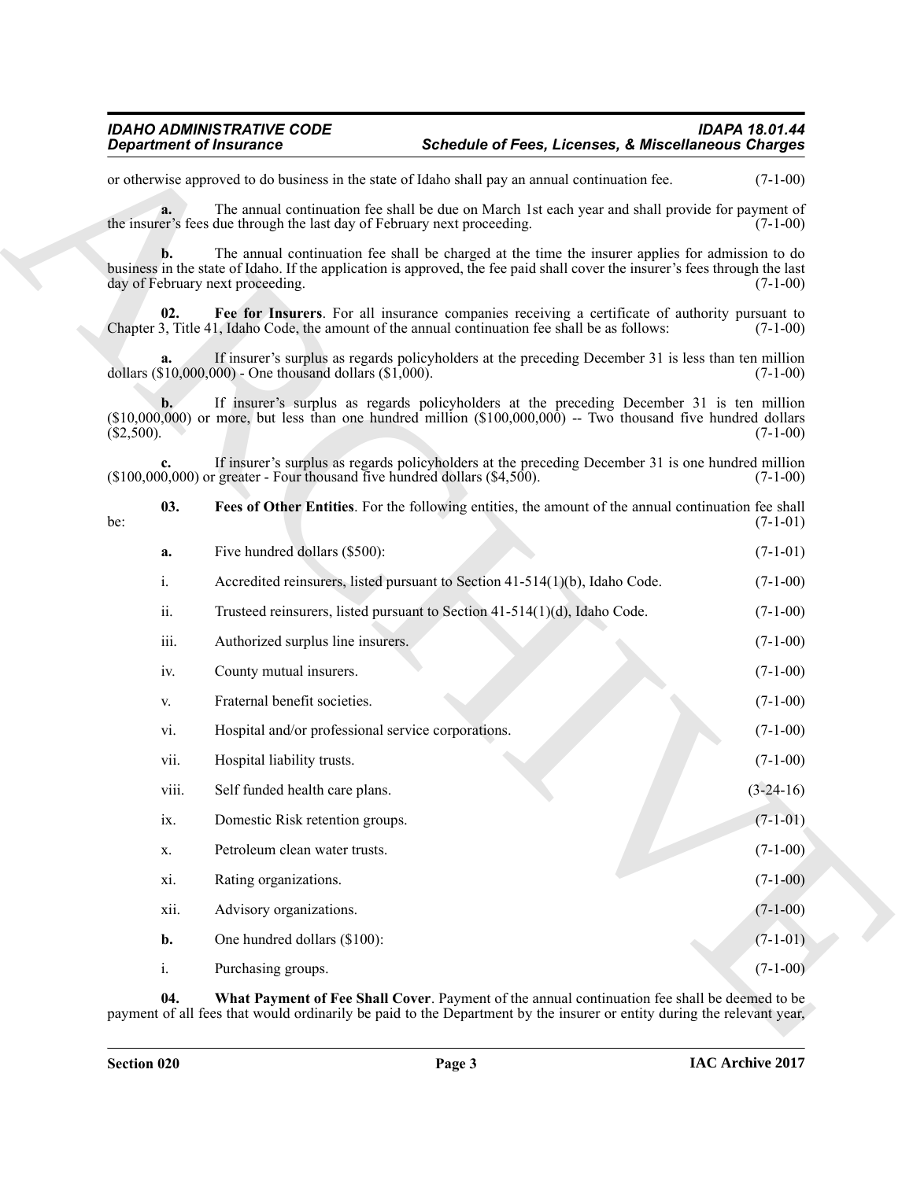or otherwise approved to do business in the state of Idaho shall pay an annual continuation fee. (7-1-00)

**a.** The annual continuation fee shall be due on March 1st each year and shall provide for payment of the insurer's fees due through the last day of February next proceeding. (7-1-00)

**b.** The annual continuation fee shall be charged at the time the insurer applies for admission to do business in the state of Idaho. If the application is approved, the fee paid shall cover the insurer's fees through the last day of February next proceeding. (7-1-00)

**02. Fee for Insurers**. For all insurance companies receiving a certificate of authority pursuant to Chapter 3, Title 41, Idaho Code, the amount of the annual continuation fee shall be as follows: (7-1-00)

**a.** If insurer's surplus as regards policyholders at the preceding December 31 is less than ten million dollars ($10,000,000) - One thousand dollars ($1,000). (7-1-00)

**b.** If insurer's surplus as regards policyholders at the preceding December 31 is ten million ($10,000,000) or more, but less than one hundred million ($100,000,000) -- Two thousand five hundred dollars ($2,500). (7-1-00)

**c.** If insurer's surplus as regards policyholders at the preceding December 31 is one hundred million ($100,000,000) or greater - Four thousand five hundred dollars ($4,500). (7-1-00)

**03. Fees of Other Entities**. For the following entities, the amount of the annual continuation fee shall be: (7-1-01)

**a.** Five hundred dollars ($500): (7-1-01)

i. Accredited reinsurers, listed pursuant to Section 41-514(1)(b), Idaho Code. (7-1-00)

ii. Trusteed reinsurers, listed pursuant to Section 41-514(1)(d), Idaho Code. (7-1-00)

iii. Authorized surplus line insurers. (7-1-00)

iv. County mutual insurers. (7-1-00)

v. Fraternal benefit societies. (7-1-00)

vi. Hospital and/or professional service corporations. (7-1-00)

vii. Hospital liability trusts. (7-1-00)

viii. Self funded health care plans. (3-24-16)

ix. Domestic Risk retention groups. (7-1-01)

x. Petroleum clean water trusts. (7-1-00)

xi. Rating organizations. (7-1-00)

xii. Advisory organizations. (7-1-00)

**b.** One hundred dollars ($100): (7-1-01)

i. Purchasing groups. (7-1-00)

**04. What Payment of Fee Shall Cover**. Payment of the annual continuation fee shall be deemed to be payment of all fees that would ordinarily be paid to the Department by the insurer or entity during the relevant year,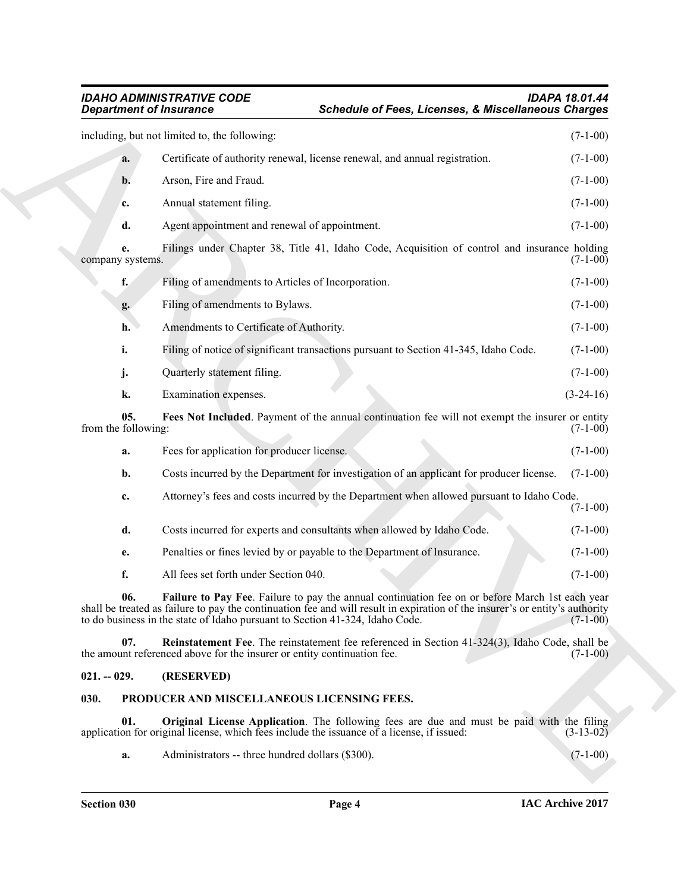including, but not limited to, the following: (7-1-00)

**a.** Certificate of authority renewal, license renewal, and annual registration. (7-1-00)

**b.** Arson, Fire and Fraud. (7-1-00)

**c.** Annual statement filing. (7-1-00)

**d.** Agent appointment and renewal of appointment. (7-1-00)

**e.** Filings under Chapter 38, Title 41, Idaho Code, Acquisition of control and insurance holding company systems. (7-1-00)

**f.** Filing of amendments to Articles of Incorporation. (7-1-00)

**g.** Filing of amendments to Bylaws. (7-1-00)

**h.** Amendments to Certificate of Authority. (7-1-00)

**i.** Filing of notice of significant transactions pursuant to Section 41-345, Idaho Code. (7-1-00)

**j.** Quarterly statement filing. (7-1-00)

**k.** Examination expenses. (3-24-16)

**05. Fees Not Included**. Payment of the annual continuation fee will not exempt the insurer or entity from the following: (7-1-00)

**a.** Fees for application for producer license. (7-1-00)

**b.** Costs incurred by the Department for investigation of an applicant for producer license. (7-1-00)

**c.** Attorney's fees and costs incurred by the Department when allowed pursuant to Idaho Code. (7-1-00)

**d.** Costs incurred for experts and consultants when allowed by Idaho Code. (7-1-00)

**e.** Penalties or fines levied by or payable to the Department of Insurance. (7-1-00)

**f.** All fees set forth under Section 040. (7-1-00)

**06. Failure to Pay Fee**. Failure to pay the annual continuation fee on or before March 1st each year shall be treated as failure to pay the continuation fee and will result in expiration of the insurer's or entity's authority to do business in the state of Idaho pursuant to Section 41-324, Idaho Code. (7-1-00)

**07. Reinstatement Fee**. The reinstatement fee referenced in Section 41-324(3), Idaho Code, shall be the amount referenced above for the insurer or entity continuation fee. (7-1-00)

## 021. -- 029. (RESERVED)

## 030. PRODUCER AND MISCELLANEOUS LICENSING FEES.

**01. Original License Application**. The following fees are due and must be paid with the filing application for original license, which fees include the issuance of a license, if issued: (3-13-02)

**a.** Administrators -- three hundred dollars ($300). (7-1-00)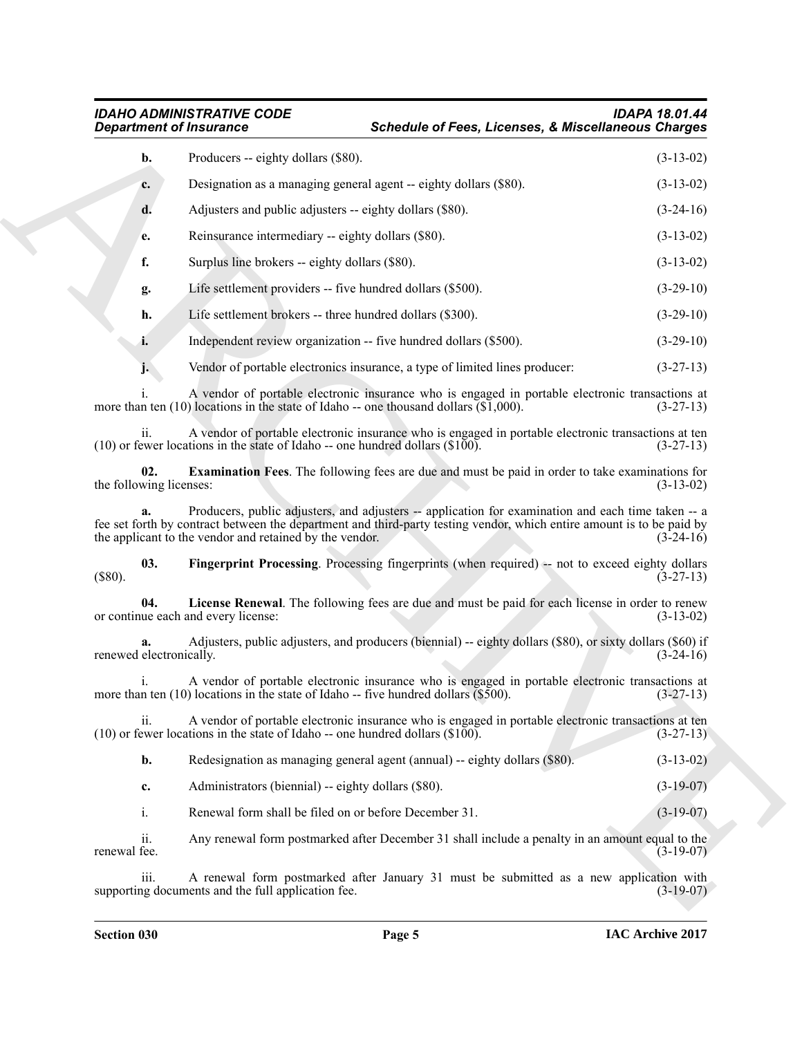**b.** Producers -- eighty dollars ($80). (3-13-02)

**c.** Designation as a managing general agent -- eighty dollars ($80). (3-13-02)

**d.** Adjusters and public adjusters -- eighty dollars ($80). (3-24-16)

**e.** Reinsurance intermediary -- eighty dollars ($80). (3-13-02)

**f.** Surplus line brokers -- eighty dollars ($80). (3-13-02)

**g.** Life settlement providers -- five hundred dollars ($500). (3-29-10)

**h.** Life settlement brokers -- three hundred dollars ($300). (3-29-10)

**i.** Independent review organization -- five hundred dollars ($500). (3-29-10)

**j.** Vendor of portable electronics insurance, a type of limited lines producer: (3-27-13)

i. A vendor of portable electronic insurance who is engaged in portable electronic transactions at more than ten (10) locations in the state of Idaho -- one thousand dollars ($1,000). (3-27-13)

ii. A vendor of portable electronic insurance who is engaged in portable electronic transactions at ten (10) or fewer locations in the state of Idaho -- one hundred dollars ($100). (3-27-13)

**02. Examination Fees**. The following fees are due and must be paid in order to take examinations for the following licenses: (3-13-02)

**a.** Producers, public adjusters, and adjusters -- application for examination and each time taken -- a fee set forth by contract between the department and third-party testing vendor, which entire amount is to be paid by the applicant to the vendor and retained by the vendor. (3-24-16)

**03. Fingerprint Processing**. Processing fingerprints (when required) -- not to exceed eighty dollars ($80). (3-27-13)

**04. License Renewal**. The following fees are due and must be paid for each license in order to renew or continue each and every license: (3-13-02)

**a.** Adjusters, public adjusters, and producers (biennial) -- eighty dollars ($80), or sixty dollars ($60) if renewed electronically. (3-24-16)

i. A vendor of portable electronic insurance who is engaged in portable electronic transactions at more than ten (10) locations in the state of Idaho -- five hundred dollars ($500). (3-27-13)

ii. A vendor of portable electronic insurance who is engaged in portable electronic transactions at ten (10) or fewer locations in the state of Idaho -- one hundred dollars ($100). (3-27-13)

**b.** Redesignation as managing general agent (annual) -- eighty dollars ($80). (3-13-02)

**c.** Administrators (biennial) -- eighty dollars ($80). (3-19-07)

i. Renewal form shall be filed on or before December 31. (3-19-07)

ii. Any renewal form postmarked after December 31 shall include a penalty in an amount equal to the renewal fee. (3-19-07)

iii. A renewal form postmarked after January 31 must be submitted as a new application with supporting documents and the full application fee. (3-19-07)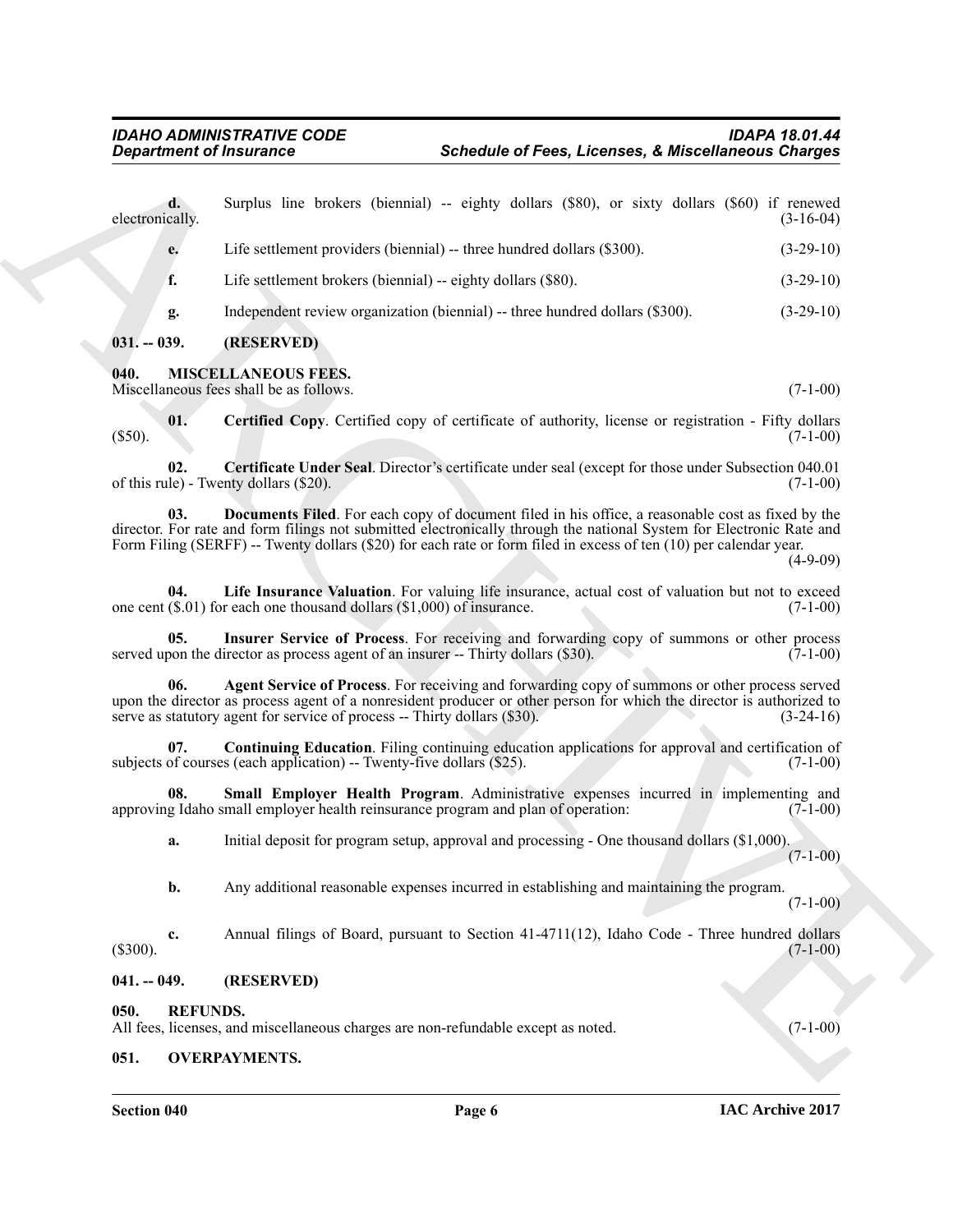**d.** Surplus line brokers (biennial) -- eighty dollars ($80), or sixty dollars ($60) if renewed electronically. (3-16-04)

**e.** Life settlement providers (biennial) -- three hundred dollars ($300). (3-29-10)

**f.** Life settlement brokers (biennial) -- eighty dollars ($80). (3-29-10)

**g.** Independent review organization (biennial) -- three hundred dollars ($300). (3-29-10)

### 031. -- 039. (RESERVED)

### 040. MISCELLANEOUS FEES.

Miscellaneous fees shall be as follows. (7-1-00)

**01. Certified Copy**. Certified copy of certificate of authority, license or registration - Fifty dollars ($50). (7-1-00)

**02. Certificate Under Seal**. Director's certificate under seal (except for those under Subsection 040.01 of this rule) - Twenty dollars ($20). (7-1-00)

**03. Documents Filed**. For each copy of document filed in his office, a reasonable cost as fixed by the director. For rate and form filings not submitted electronically through the national System for Electronic Rate and Form Filing (SERFF) -- Twenty dollars ($20) for each rate or form filed in excess of ten (10) per calendar year. (4-9-09)

**04. Life Insurance Valuation**. For valuing life insurance, actual cost of valuation but not to exceed one cent ($.01) for each one thousand dollars ($1,000) of insurance. (7-1-00)

**05. Insurer Service of Process**. For receiving and forwarding copy of summons or other process served upon the director as process agent of an insurer -- Thirty dollars ($30). (7-1-00)

**06. Agent Service of Process**. For receiving and forwarding copy of summons or other process served upon the director as process agent of a nonresident producer or other person for which the director is authorized to serve as statutory agent for service of process -- Thirty dollars ($30). (3-24-16)

**07. Continuing Education**. Filing continuing education applications for approval and certification of subjects of courses (each application) -- Twenty-five dollars ($25). (7-1-00)

**08. Small Employer Health Program**. Administrative expenses incurred in implementing and approving Idaho small employer health reinsurance program and plan of operation: (7-1-00)

**a.** Initial deposit for program setup, approval and processing - One thousand dollars ($1,000). (7-1-00)

**b.** Any additional reasonable expenses incurred in establishing and maintaining the program. (7-1-00)

**c.** Annual filings of Board, pursuant to Section 41-4711(12), Idaho Code - Three hundred dollars ($300). (7-1-00)

### 041. -- 049. (RESERVED)

### 050. REFUNDS.

All fees, licenses, and miscellaneous charges are non-refundable except as noted. (7-1-00)

### 051. OVERPAYMENTS.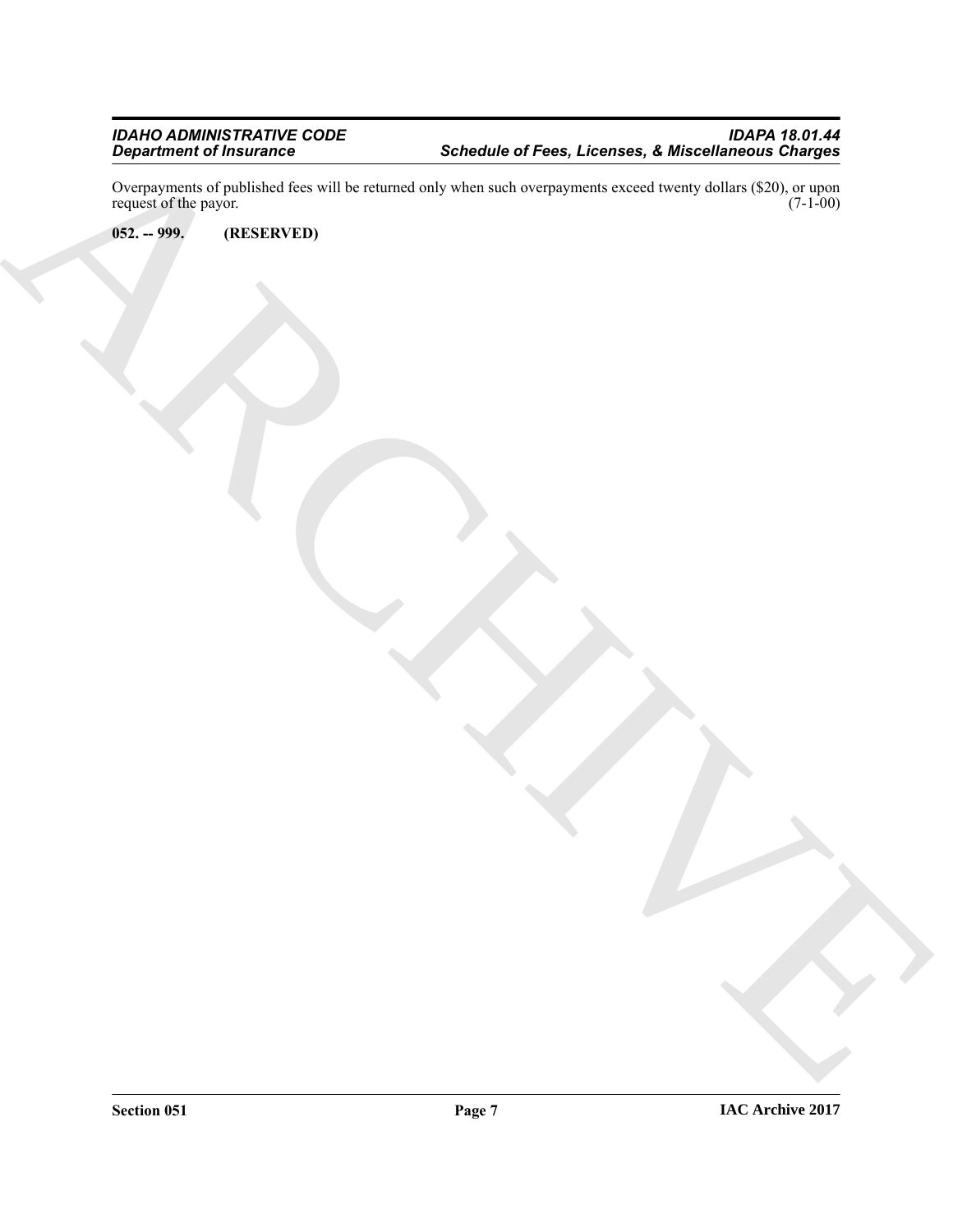Overpayments of published fees will be returned only when such overpayments exceed twenty dollars ($20), or upon request of the payor. (7-1-00)

**052. -- 999. (RESERVED)**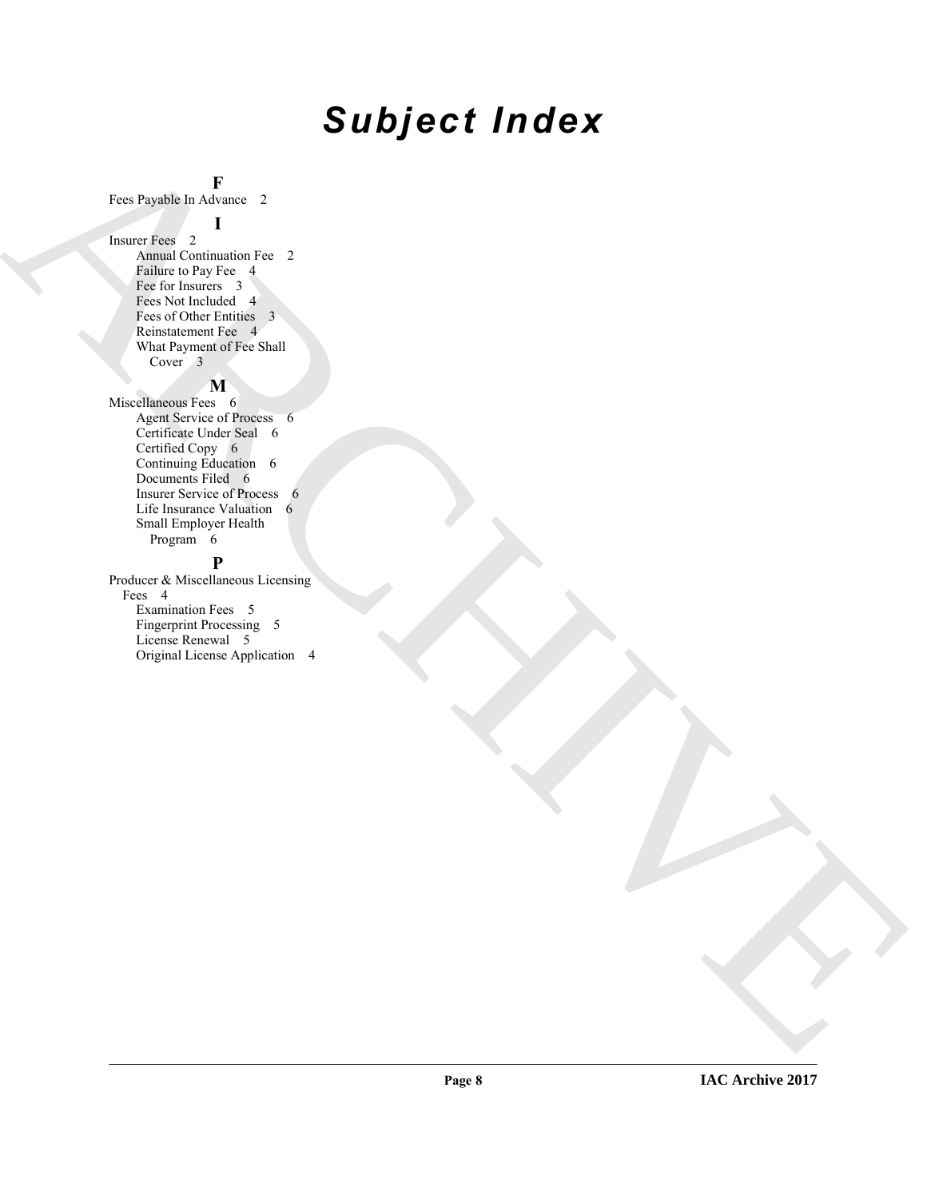# Subject Index

**F**

Fees Payable In Advance 2

**I**

Insurer Fees 2
- Annual Continuation Fee 2
- Failure to Pay Fee 4
- Fee for Insurers 3
- Fees Not Included 4
- Fees of Other Entities 3
- Reinstatement Fee 4
- What Payment of Fee Shall Cover 3

**M**

Miscellaneous Fees 6
- Agent Service of Process 6
- Certificate Under Seal 6
- Certified Copy 6
- Continuing Education 6
- Documents Filed 6
- Insurer Service of Process 6
- Life Insurance Valuation 6
- Small Employer Health Program 6

**P**

Producer & Miscellaneous Licensing Fees 4
- Examination Fees 5
- Fingerprint Processing 5
- License Renewal 5
- Original License Application 4